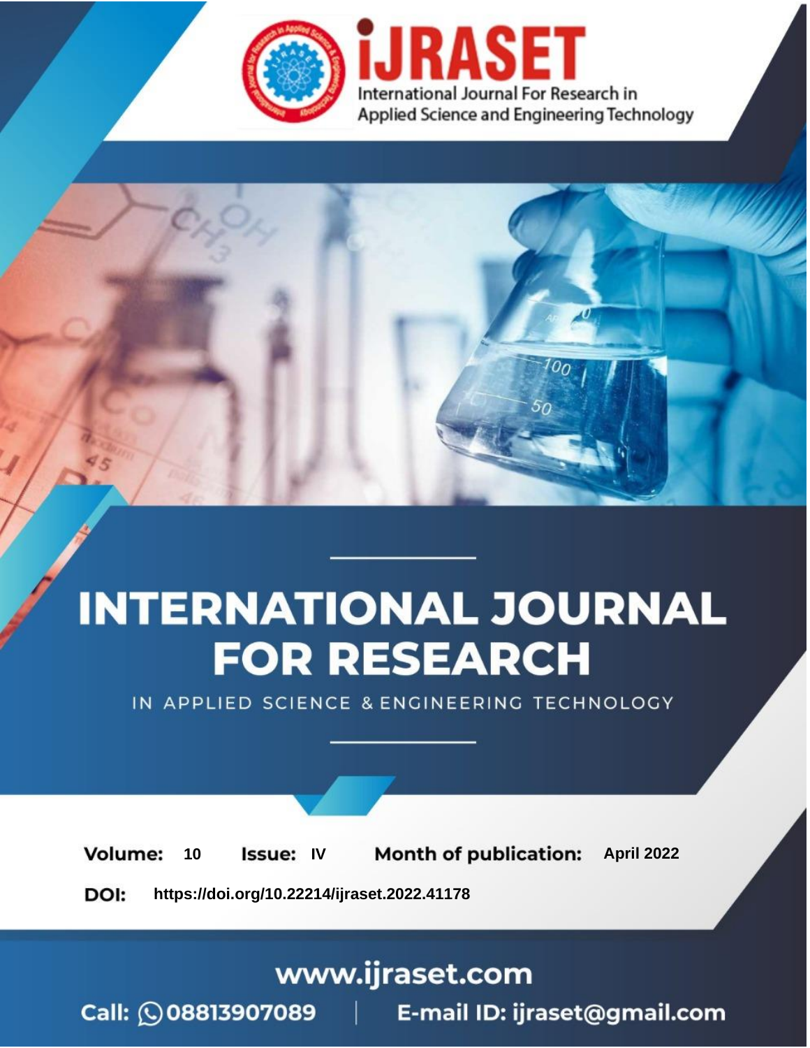iJRASET

International Journal For Research in Applied Science and Engineering Technology

# INTERNATIONAL JOURNAL FOR RESEARCH

IN APPLIED SCIENCE & ENGINEERING TECHNOLOGY

**Volume:** 10 **Issue:** IV **Month of publication:** April 2022

**DOI:** https://doi.org/10.22214/ijraset.2022.41178

www.ijraset.com

Call: 08813907089 | E-mail ID: ijraset@gmail.com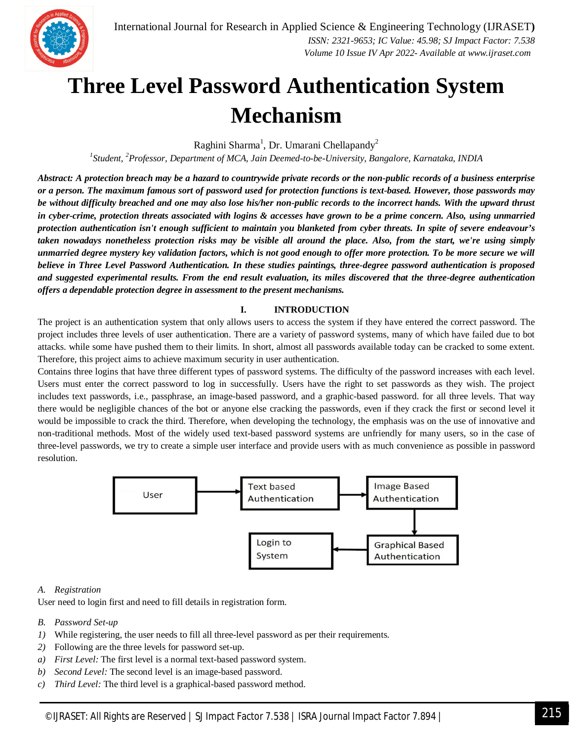// Note: the page's flowchart (User → Text based Authentication → Image Based Authentication → Graphical Based Authentication → Login to System) was not detected as an image, so it has no image reference here.
# Three Level Password Authentication System Mechanism

Raghini Sharma[1], Dr. Umarani Chellapandy[2]

[1]*Student,* [2]*Professor, Department of MCA, Jain Deemed-to-be-University, Bangalore, Karnataka, INDIA*

***Abstract: A protection breach may be a hazard to countrywide private records or the non-public records of a business enterprise or a person. The maximum famous sort of password used for protection functions is text-based. However, those passwords may be without difficulty breached and one may also lose his/her non-public records to the incorrect hands. With the upward thrust in cyber-crime, protection threats associated with logins & accesses have grown to be a prime concern. Also, using unmarried protection authentication isn't enough sufficient to maintain you blanketed from cyber threats. In spite of severe endeavour's taken nowadays nonetheless protection risks may be visible all around the place. Also, from the start, we're using simply unmarried degree mystery key validation factors, which is not good enough to offer more protection. To be more secure we will believe in Three Level Password Authentication. In these studies paintings, three-degree password authentication is proposed and suggested experimental results. From the end result evaluation, its miles discovered that the three-degree authentication offers a dependable protection degree in assessment to the present mechanisms.***

## I. INTRODUCTION

The project is an authentication system that only allows users to access the system if they have entered the correct password. The project includes three levels of user authentication. There are a variety of password systems, many of which have failed due to bot attacks. while some have pushed them to their limits. In short, almost all passwords available today can be cracked to some extent. Therefore, this project aims to achieve maximum security in user authentication.

Contains three logins that have three different types of password systems. The difficulty of the password increases with each level. Users must enter the correct password to log in successfully. Users have the right to set passwords as they wish. The project includes text passwords, i.e., passphrase, an image-based password, and a graphic-based password. for all three levels. That way there would be negligible chances of the bot or anyone else cracking the passwords, even if they crack the first or second level it would be impossible to crack the third. Therefore, when developing the technology, the emphasis was on the use of innovative and non-traditional methods. Most of the widely used text-based password systems are unfriendly for many users, so in the case of three-level passwords, we try to create a simple user interface and provide users with as much convenience as possible in password resolution.

### *A. Registration*

User need to login first and need to fill details in registration form.

### *B. Password Set-up*

1) While registering, the user needs to fill all three-level password as per their requirements.
2) Following are the three levels for password set-up.

a) *First Level:* The first level is a normal text-based password system.
b) *Second Level:* The second level is an image-based password.
c) *Third Level:* The third level is a graphical-based password method.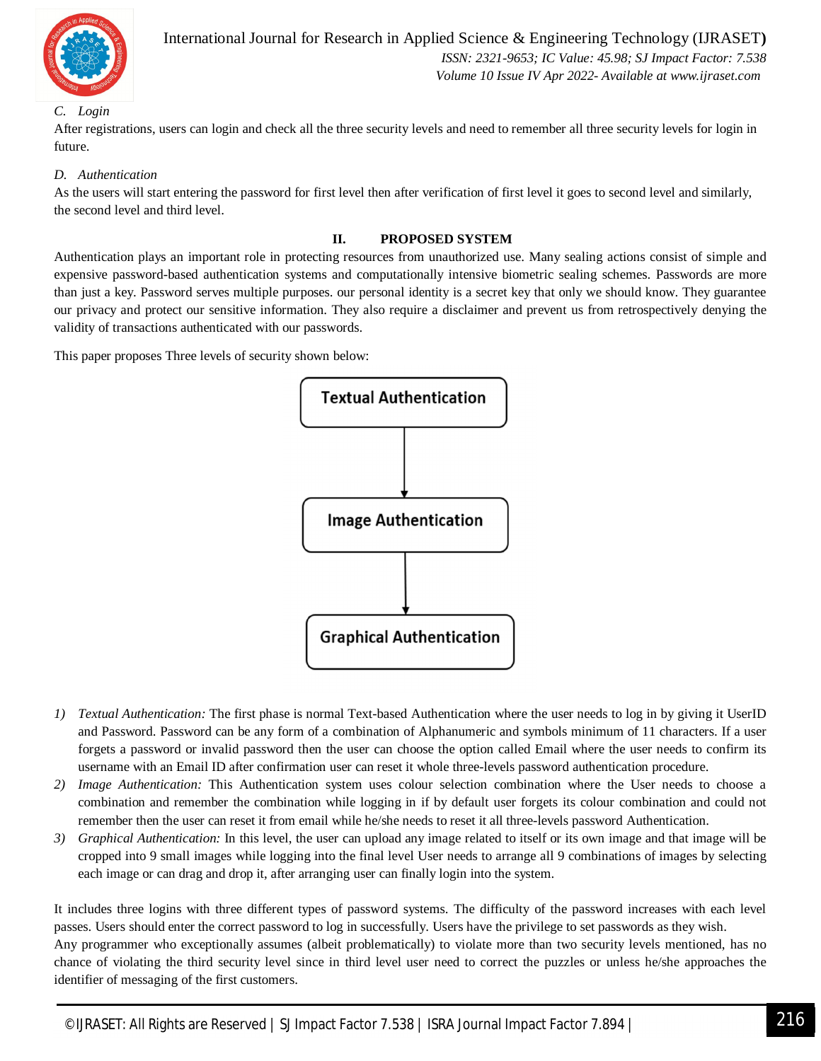*C. Login*

After registrations, users can login and check all the three security levels and need to remember all three security levels for login in future.

*D. Authentication*

As the users will start entering the password for first level then after verification of first level it goes to second level and similarly, the second level and third level.

## II. PROPOSED SYSTEM

Authentication plays an important role in protecting resources from unauthorized use. Many sealing actions consist of simple and expensive password-based authentication systems and computationally intensive biometric sealing schemes. Passwords are more than just a key. Password serves multiple purposes. our personal identity is a secret key that only we should know. They guarantee our privacy and protect our sensitive information. They also require a disclaimer and prevent us from retrospectively denying the validity of transactions authenticated with our passwords.

This paper proposes Three levels of security shown below:

Textual Authentication → Image Authentication → Graphical Authentication

1) *Textual Authentication:* The first phase is normal Text-based Authentication where the user needs to log in by giving it UserID and Password. Password can be any form of a combination of Alphanumeric and symbols minimum of 11 characters. If a user forgets a password or invalid password then the user can choose the option called Email where the user needs to confirm its username with an Email ID after confirmation user can reset it whole three-levels password authentication procedure.
2) *Image Authentication:* This Authentication system uses colour selection combination where the User needs to choose a combination and remember the combination while logging in if by default user forgets its colour combination and could not remember then the user can reset it from email while he/she needs to reset it all three-levels password Authentication.
3) *Graphical Authentication:* In this level, the user can upload any image related to itself or its own image and that image will be cropped into 9 small images while logging into the final level User needs to arrange all 9 combinations of images by selecting each image or can drag and drop it, after arranging user can finally login into the system.

It includes three logins with three different types of password systems. The difficulty of the password increases with each level passes. Users should enter the correct password to log in successfully. Users have the privilege to set passwords as they wish.

Any programmer who exceptionally assumes (albeit problematically) to violate more than two security levels mentioned, has no chance of violating the third security level since in third level user need to correct the puzzles or unless he/she approaches the identifier of messaging of the first customers.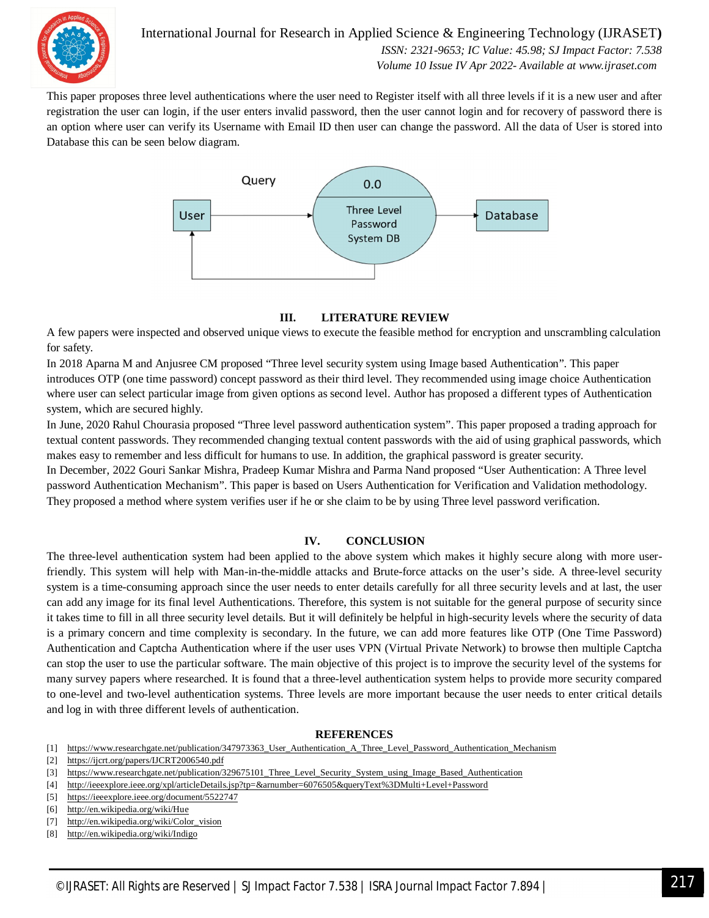This paper proposes three level authentications where the user need to Register itself with all three levels if it is a new user and after registration the user can login, if the user enters invalid password, then the user cannot login and for recovery of password there is an option where user can verify its Username with Email ID then user can change the password. All the data of User is stored into Database this can be seen below diagram.

## III. LITERATURE REVIEW

A few papers were inspected and observed unique views to execute the feasible method for encryption and unscrambling calculation for safety.

In 2018 Aparna M and Anjusree CM proposed "Three level security system using Image based Authentication". This paper introduces OTP (one time password) concept password as their third level. They recommended using image choice Authentication where user can select particular image from given options as second level. Author has proposed a different types of Authentication system, which are secured highly.

In June, 2020 Rahul Chourasia proposed "Three level password authentication system". This paper proposed a trading approach for textual content passwords. They recommended changing textual content passwords with the aid of using graphical passwords, which makes easy to remember and less difficult for humans to use. In addition, the graphical password is greater security.

In December, 2022 Gouri Sankar Mishra, Pradeep Kumar Mishra and Parma Nand proposed "User Authentication: A Three level password Authentication Mechanism". This paper is based on Users Authentication for Verification and Validation methodology. They proposed a method where system verifies user if he or she claim to be by using Three level password verification.

## IV. CONCLUSION

The three-level authentication system had been applied to the above system which makes it highly secure along with more user-friendly. This system will help with Man-in-the-middle attacks and Brute-force attacks on the user's side. A three-level security system is a time-consuming approach since the user needs to enter details carefully for all three security levels and at last, the user can add any image for its final level Authentications. Therefore, this system is not suitable for the general purpose of security since it takes time to fill in all three security level details. But it will definitely be helpful in high-security levels where the security of data is a primary concern and time complexity is secondary. In the future, we can add more features like OTP (One Time Password) Authentication and Captcha Authentication where if the user uses VPN (Virtual Private Network) to browse then multiple Captcha can stop the user to use the particular software. The main objective of this project is to improve the security level of the systems for many survey papers where researched. It is found that a three-level authentication system helps to provide more security compared to one-level and two-level authentication systems. Three levels are more important because the user needs to enter critical details and log in with three different levels of authentication.

## REFERENCES

[1] https://www.researchgate.net/publication/347973363_User_Authentication_A_Three_Level_Password_Authentication_Mechanism

[2] https://ijcrt.org/papers/IJCRT2006540.pdf

[3] https://www.researchgate.net/publication/329675101_Three_Level_Security_System_using_Image_Based_Authentication

[4] http://ieeexplore.ieee.org/xpl/articleDetails.jsp?tp=&arnumber=6076505&queryText%3DMulti+Level+Password

[5] https://ieeexplore.ieee.org/document/5522747

[6] http://en.wikipedia.org/wiki/Hue

[7] http://en.wikipedia.org/wiki/Color_vision

[8] http://en.wikipedia.org/wiki/Indigo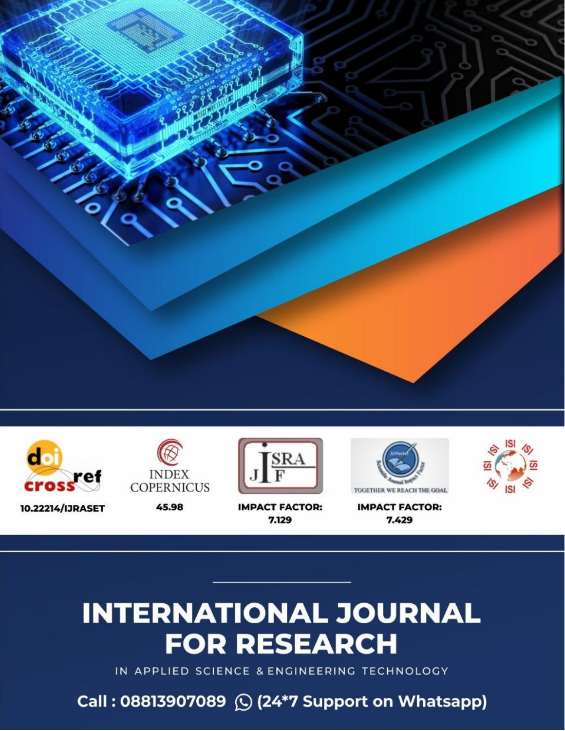10.22214/IJRASET

INDEX COPERNICUS

45.98

IMPACT FACTOR: 7.129

TOGETHER WE REACH THE GOAL

IMPACT FACTOR: 7.429

# INTERNATIONAL JOURNAL FOR RESEARCH

IN APPLIED SCIENCE & ENGINEERING TECHNOLOGY

Call : 08813907089 (24*7 Support on Whatsapp)